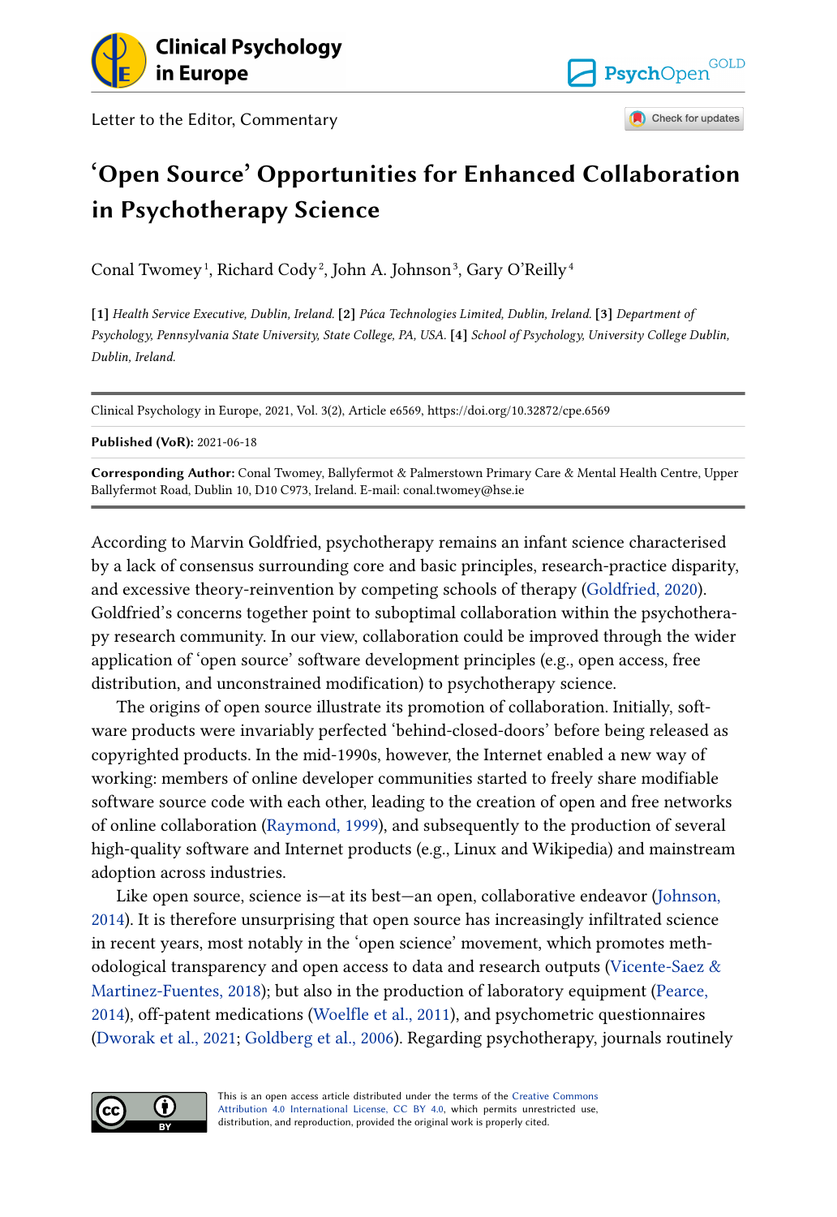Letter to the Editor, Commentary

# 'Open Source' Opportunities for Enhanced Collaboration in Psychotherapy Science

Conal Twomey[1], Richard Cody[2], John A. Johnson[3], Gary O'Reilly[4]

**[1]** *Health Service Executive, Dublin, Ireland.* **[2]** *Púca Technologies Limited, Dublin, Ireland.* **[3]** *Department of Psychology, Pennsylvania State University, State College, PA, USA.* **[4]** *School of Psychology, University College Dublin, Dublin, Ireland.*

Clinical Psychology in Europe, 2021, Vol. 3(2), Article e6569, https://doi.org/10.32872/cpe.6569

**Published (VoR):** 2021-06-18

**Corresponding Author:** Conal Twomey, Ballyfermot & Palmerstown Primary Care & Mental Health Centre, Upper Ballyfermot Road, Dublin 10, D10 C973, Ireland. E-mail: conal.twomey@hse.ie

According to Marvin Goldfried, psychotherapy remains an infant science characterised by a lack of consensus surrounding core and basic principles, research-practice disparity, and excessive theory-reinvention by competing schools of therapy (Goldfried, 2020). Goldfried's concerns together point to suboptimal collaboration within the psychotherapy research community. In our view, collaboration could be improved through the wider application of 'open source' software development principles (e.g., open access, free distribution, and unconstrained modification) to psychotherapy science.

The origins of open source illustrate its promotion of collaboration. Initially, software products were invariably perfected 'behind-closed-doors' before being released as copyrighted products. In the mid-1990s, however, the Internet enabled a new way of working: members of online developer communities started to freely share modifiable software source code with each other, leading to the creation of open and free networks of online collaboration (Raymond, 1999), and subsequently to the production of several high-quality software and Internet products (e.g., Linux and Wikipedia) and mainstream adoption across industries.

Like open source, science is—at its best—an open, collaborative endeavor (Johnson, 2014). It is therefore unsurprising that open source has increasingly infiltrated science in recent years, most notably in the 'open science' movement, which promotes methodological transparency and open access to data and research outputs (Vicente-Saez & Martinez-Fuentes, 2018); but also in the production of laboratory equipment (Pearce, 2014), off-patent medications (Woelfle et al., 2011), and psychometric questionnaires (Dworak et al., 2021; Goldberg et al., 2006). Regarding psychotherapy, journals routinely

This is an open access article distributed under the terms of the Creative Commons Attribution 4.0 International License, CC BY 4.0, which permits unrestricted use, distribution, and reproduction, provided the original work is properly cited.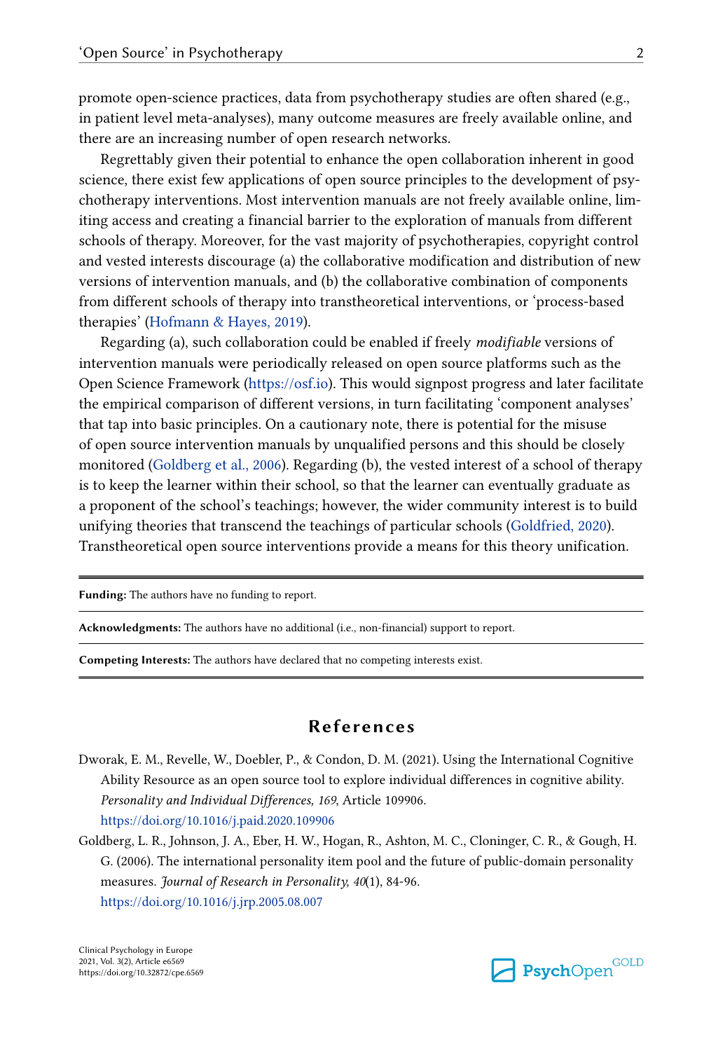promote open-science practices, data from psychotherapy studies are often shared (e.g., in patient level meta-analyses), many outcome measures are freely available online, and there are an increasing number of open research networks.

Regrettably given their potential to enhance the open collaboration inherent in good science, there exist few applications of open source principles to the development of psychotherapy interventions. Most intervention manuals are not freely available online, limiting access and creating a financial barrier to the exploration of manuals from different schools of therapy. Moreover, for the vast majority of psychotherapies, copyright control and vested interests discourage (a) the collaborative modification and distribution of new versions of intervention manuals, and (b) the collaborative combination of components from different schools of therapy into transtheoretical interventions, or 'process-based therapies' (Hofmann & Hayes, 2019).

Regarding (a), such collaboration could be enabled if freely *modifiable* versions of intervention manuals were periodically released on open source platforms such as the Open Science Framework (https://osf.io). This would signpost progress and later facilitate the empirical comparison of different versions, in turn facilitating 'component analyses' that tap into basic principles. On a cautionary note, there is potential for the misuse of open source intervention manuals by unqualified persons and this should be closely monitored (Goldberg et al., 2006). Regarding (b), the vested interest of a school of therapy is to keep the learner within their school, so that the learner can eventually graduate as a proponent of the school's teachings; however, the wider community interest is to build unifying theories that transcend the teachings of particular schools (Goldfried, 2020). Transtheoretical open source interventions provide a means for this theory unification.

**Funding:** The authors have no funding to report.

**Acknowledgments:** The authors have no additional (i.e., non-financial) support to report.

**Competing Interests:** The authors have declared that no competing interests exist.

## References

Dworak, E. M., Revelle, W., Doebler, P., & Condon, D. M. (2021). Using the International Cognitive Ability Resource as an open source tool to explore individual differences in cognitive ability. *Personality and Individual Differences, 169*, Article 109906. https://doi.org/10.1016/j.paid.2020.109906

Goldberg, L. R., Johnson, J. A., Eber, H. W., Hogan, R., Ashton, M. C., Cloninger, C. R., & Gough, H. G. (2006). The international personality item pool and the future of public-domain personality measures. *Journal of Research in Personality, 40*(1), 84-96. https://doi.org/10.1016/j.jrp.2005.08.007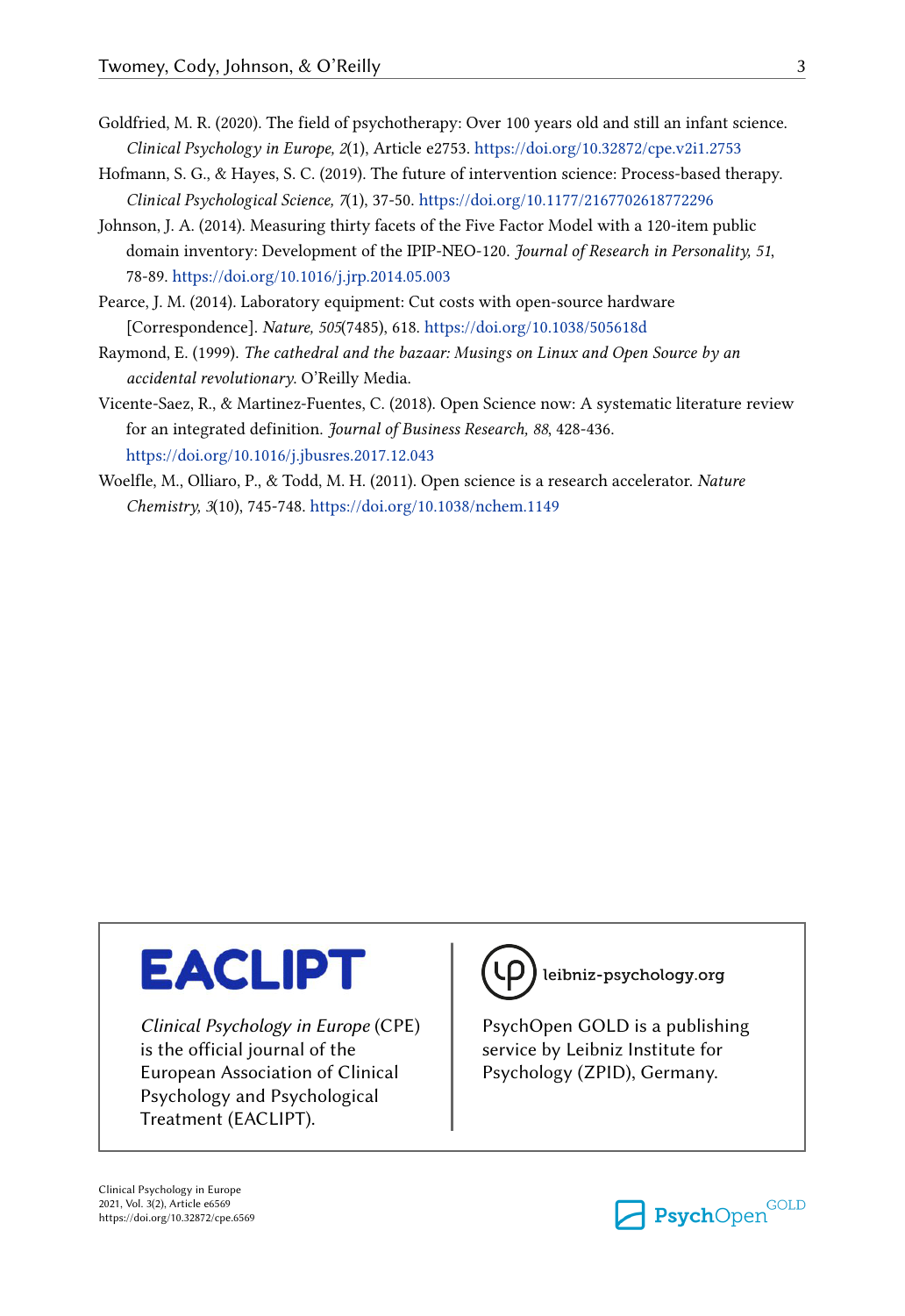Goldfried, M. R. (2020). The field of psychotherapy: Over 100 years old and still an infant science. *Clinical Psychology in Europe, 2*(1), Article e2753. https://doi.org/10.32872/cpe.v2i1.2753

Hofmann, S. G., & Hayes, S. C. (2019). The future of intervention science: Process-based therapy. *Clinical Psychological Science, 7*(1), 37-50. https://doi.org/10.1177/2167702618772296

Johnson, J. A. (2014). Measuring thirty facets of the Five Factor Model with a 120-item public domain inventory: Development of the IPIP-NEO-120. *Journal of Research in Personality, 51*, 78-89. https://doi.org/10.1016/j.jrp.2014.05.003

Pearce, J. M. (2014). Laboratory equipment: Cut costs with open-source hardware [Correspondence]. *Nature, 505*(7485), 618. https://doi.org/10.1038/505618d

Raymond, E. (1999). *The cathedral and the bazaar: Musings on Linux and Open Source by an accidental revolutionary.* O'Reilly Media.

Vicente-Saez, R., & Martinez-Fuentes, C. (2018). Open Science now: A systematic literature review for an integrated definition. *Journal of Business Research, 88*, 428-436. https://doi.org/10.1016/j.jbusres.2017.12.043

Woelfle, M., Olliaro, P., & Todd, M. H. (2011). Open science is a research accelerator. *Nature Chemistry, 3*(10), 745-748. https://doi.org/10.1038/nchem.1149

EACLIPT

*Clinical Psychology in Europe* (CPE) is the official journal of the European Association of Clinical Psychology and Psychological Treatment (EACLIPT).

leibniz-psychology.org

PsychOpen GOLD is a publishing service by Leibniz Institute for Psychology (ZPID), Germany.